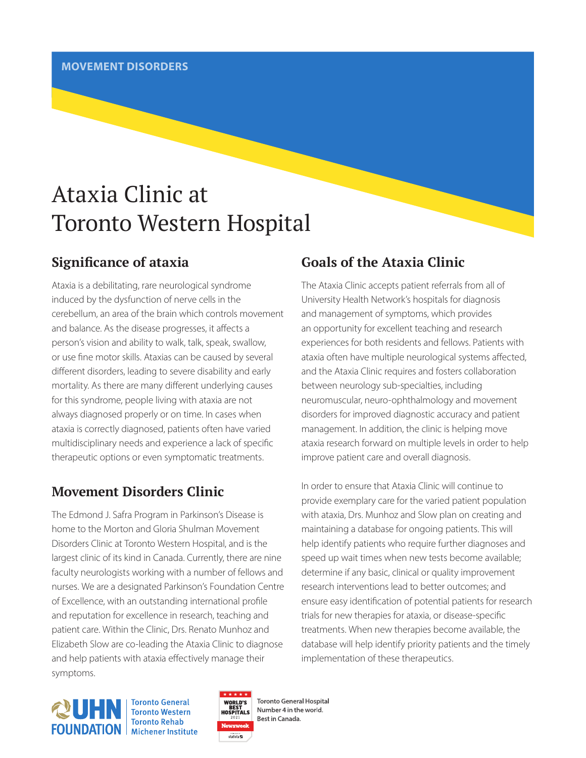MOVEMENT DISORDERS

# Ataxia Clinic at Toronto Western Hospital

## Significance of ataxia

Ataxia is a debilitating, rare neurological syndrome induced by the dysfunction of nerve cells in the cerebellum, an area of the brain which controls movement and balance. As the disease progresses, it affects a person's vision and ability to walk, talk, speak, swallow, or use fine motor skills. Ataxias can be caused by several different disorders, leading to severe disability and early mortality. As there are many different underlying causes for this syndrome, people living with ataxia are not always diagnosed properly or on time. In cases when ataxia is correctly diagnosed, patients often have varied multidisciplinary needs and experience a lack of specific therapeutic options or even symptomatic treatments.

## Movement Disorders Clinic

The Edmond J. Safra Program in Parkinson's Disease is home to the Morton and Gloria Shulman Movement Disorders Clinic at Toronto Western Hospital, and is the largest clinic of its kind in Canada. Currently, there are nine faculty neurologists working with a number of fellows and nurses. We are a designated Parkinson's Foundation Centre of Excellence, with an outstanding international profile and reputation for excellence in research, teaching and patient care. Within the Clinic, Drs. Renato Munhoz and Elizabeth Slow are co-leading the Ataxia Clinic to diagnose and help patients with ataxia effectively manage their symptoms.

## Goals of the Ataxia Clinic

The Ataxia Clinic accepts patient referrals from all of University Health Network's hospitals for diagnosis and management of symptoms, which provides an opportunity for excellent teaching and research experiences for both residents and fellows. Patients with ataxia often have multiple neurological systems affected, and the Ataxia Clinic requires and fosters collaboration between neurology sub-specialties, including neuromuscular, neuro-ophthalmology and movement disorders for improved diagnostic accuracy and patient management. In addition, the clinic is helping move ataxia research forward on multiple levels in order to help improve patient care and overall diagnosis.

In order to ensure that Ataxia Clinic will continue to provide exemplary care for the varied patient population with ataxia, Drs. Munhoz and Slow plan on creating and maintaining a database for ongoing patients. This will help identify patients who require further diagnoses and speed up wait times when new tests become available; determine if any basic, clinical or quality improvement research interventions lead to better outcomes; and ensure easy identification of potential patients for research trials for new therapies for ataxia, or disease-specific treatments. When new therapies become available, the database will help identify priority patients and the timely implementation of these therapeutics.

UHN FOUNDATION | Toronto General | Toronto Western | Toronto Rehab | Michener Institute

WORLD'S BEST HOSPITALS 2021 Newsweek statista

Toronto General Hospital Number 4 in the world. Best in Canada.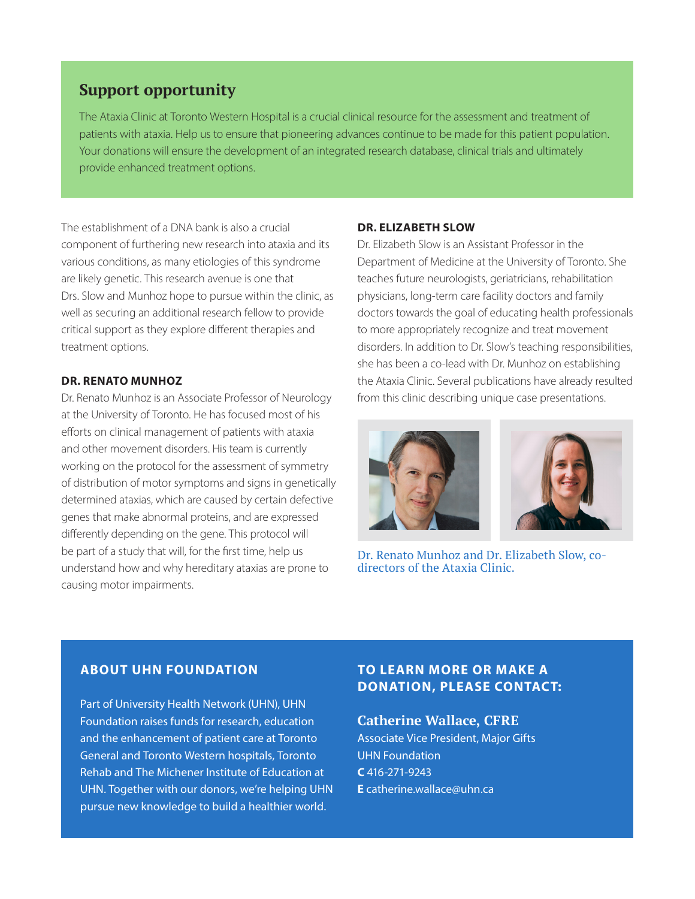## Support opportunity

The Ataxia Clinic at Toronto Western Hospital is a crucial clinical resource for the assessment and treatment of patients with ataxia. Help us to ensure that pioneering advances continue to be made for this patient population. Your donations will ensure the development of an integrated research database, clinical trials and ultimately provide enhanced treatment options.

The establishment of a DNA bank is also a crucial component of furthering new research into ataxia and its various conditions, as many etiologies of this syndrome are likely genetic. This research avenue is one that Drs. Slow and Munhoz hope to pursue within the clinic, as well as securing an additional research fellow to provide critical support as they explore different therapies and treatment options.

### DR. RENATO MUNHOZ

Dr. Renato Munhoz is an Associate Professor of Neurology at the University of Toronto. He has focused most of his efforts on clinical management of patients with ataxia and other movement disorders. His team is currently working on the protocol for the assessment of symmetry of distribution of motor symptoms and signs in genetically determined ataxias, which are caused by certain defective genes that make abnormal proteins, and are expressed differently depending on the gene. This protocol will be part of a study that will, for the first time, help us understand how and why hereditary ataxias are prone to causing motor impairments.

### DR. ELIZABETH SLOW

Dr. Elizabeth Slow is an Assistant Professor in the Department of Medicine at the University of Toronto. She teaches future neurologists, geriatricians, rehabilitation physicians, long-term care facility doctors and family doctors towards the goal of educating health professionals to more appropriately recognize and treat movement disorders. In addition to Dr. Slow's teaching responsibilities, she has been a co-lead with Dr. Munhoz on establishing the Ataxia Clinic. Several publications have already resulted from this clinic describing unique case presentations.

Dr. Renato Munhoz and Dr. Elizabeth Slow, co-directors of the Ataxia Clinic.

### ABOUT UHN FOUNDATION

Part of University Health Network (UHN), UHN Foundation raises funds for research, education and the enhancement of patient care at Toronto General and Toronto Western hospitals, Toronto Rehab and The Michener Institute of Education at UHN. Together with our donors, we're helping UHN pursue new knowledge to build a healthier world.

### TO LEARN MORE OR MAKE A DONATION, PLEASE CONTACT:

**Catherine Wallace, CFRE**
Associate Vice President, Major Gifts
UHN Foundation
**C** 416-271-9243
**E** catherine.wallace@uhn.ca